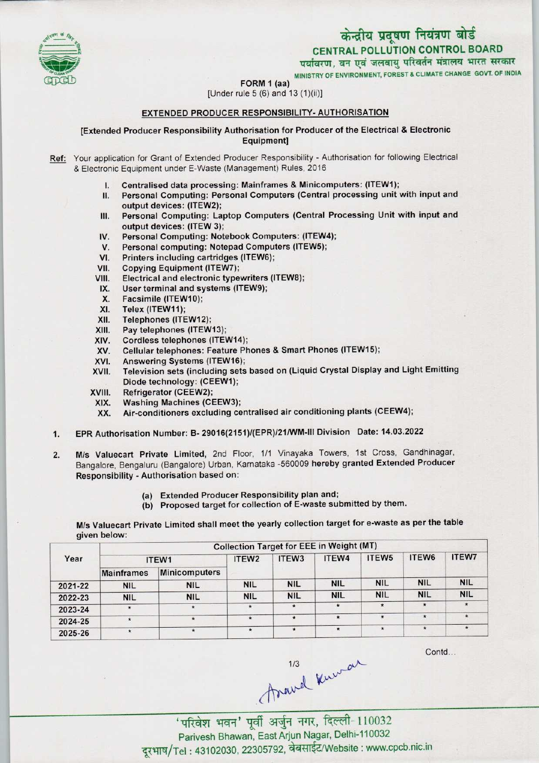# केन्द्रीय प्रदूषण नियंत्रण बोर्ड
## CENTRAL POLLUTION CONTROL BOARD
पर्यावरण, वन एवं जलवायु परिवर्तन मंत्रालय भारत सरकार
MINISTRY OF ENVIRONMENT, FOREST & CLIMATE CHANGE GOVT. OF INDIA

FORM 1 (aa)
[Under rule 5 (6) and 13 (1)(ii)]

### EXTENDED PRODUCER RESPONSIBILITY- AUTHORISATION

[Extended Producer Responsibility Authorisation for Producer of the Electrical & Electronic Equipment]

Ref: Your application for Grant of Extended Producer Responsibility - Authorisation for following Electrical & Electronic Equipment under E-Waste (Management) Rules, 2016

I. Centralised data processing: Mainframes & Minicomputers: (ITEW1);
II. Personal Computing: Personal Computers (Central processing unit with input and output devices: (ITEW2);
III. Personal Computing: Laptop Computers (Central Processing Unit with input and output devices: (ITEW 3);
IV. Personal Computing: Notebook Computers: (ITEW4);
V. Personal computing: Notepad Computers (ITEW5);
VI. Printers including cartridges (ITEW6);
VII. Copying Equipment (ITEW7);
VIII. Electrical and electronic typewriters (ITEW8);
IX. User terminal and systems (ITEW9);
X. Facsimile (ITEW10);
XI. Telex (ITEW11);
XII. Telephones (ITEW12);
XIII. Pay telephones (ITEW13);
XIV. Cordless telephones (ITEW14);
XV. Cellular telephones: Feature Phones & Smart Phones (ITEW15);
XVI. Answering Systems (ITEW16);
XVII. Television sets (including sets based on (Liquid Crystal Display and Light Emitting Diode technology: (CEEW1);
XVIII. Refrigerator (CEEW2);
XIX. Washing Machines (CEEW3);
XX. Air-conditioners excluding centralised air conditioning plants (CEEW4);

1. EPR Authorisation Number: B- 29016(2151)/(EPR)/21/WM-III Division Date: 14.03.2022

2. M/s Valuecart Private Limited, 2nd Floor, 1/1 Vinayaka Towers, 1st Cross, Gandhinagar, Bangalore, Bengaluru (Bangalore) Urban, Karnataka -560009 hereby granted Extended Producer Responsibility - Authorisation based on:

   (a) Extended Producer Responsibility plan and;
   (b) Proposed target for collection of E-waste submitted by them.

M/s Valuecart Private Limited shall meet the yearly collection target for e-waste as per the table given below:

| Year | Collection Target for EEE in Weight (MT) | | | | | | | |
|---|---|---|---|---|---|---|---|---|
| | ITEW1 | | ITEW2 | ITEW3 | ITEW4 | ITEW5 | ITEW6 | ITEW7 |
| | Mainframes | Minicomputers | | | | | | |
| 2021-22 | NIL | NIL | NIL | NIL | NIL | NIL | NIL | NIL |
| 2022-23 | NIL | NIL | NIL | NIL | NIL | NIL | NIL | NIL |
| 2023-24 | * | * | * | * | * | * | * | * |
| 2024-25 | * | * | * | * | * | * | * | * |
| 2025-26 | * | * | * | * | * | * | * | * |

Contd...

Anand Kumar

'परिवेश भवन' पूर्वी अर्जुन नगर, दिल्ली-110032
Parivesh Bhawan, East Arjun Nagar, Delhi-110032
दूरभाष/Tel : 43102030, 22305792, वेबसाईट/Website : www.cpcb.nic.in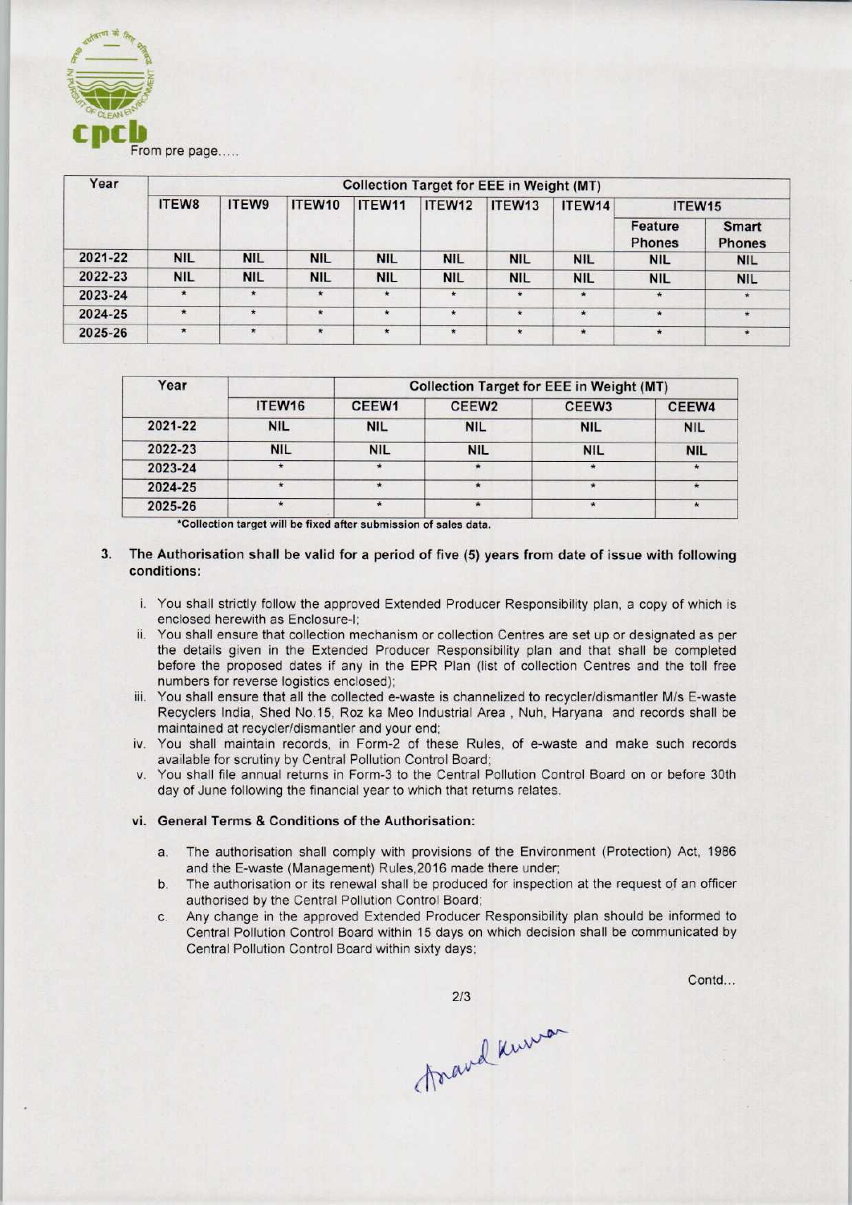From pre page.....

| Year | Collection Target for EEE in Weight (MT) | | | | | | | | |
|---|---|---|---|---|---|---|---|---|---|
| | ITEW8 | ITEW9 | ITEW10 | ITEW11 | ITEW12 | ITEW13 | ITEW14 | ITEW15 | |
| | | | | | | | | Feature Phones | Smart Phones |
| 2021-22 | NIL | NIL | NIL | NIL | NIL | NIL | NIL | NIL | NIL |
| 2022-23 | NIL | NIL | NIL | NIL | NIL | NIL | NIL | NIL | NIL |
| 2023-24 | * | * | * | * | * | * | * | * | * |
| 2024-25 | * | * | * | * | * | * | * | * | * |
| 2025-26 | * | * | * | * | * | * | * | * | * |

| Year | | Collection Target for EEE in Weight (MT) | | | |
|---|---|---|---|---|---|
| | ITEW16 | CEEW1 | CEEW2 | CEEW3 | CEEW4 |
| 2021-22 | NIL | NIL | NIL | NIL | NIL |
| 2022-23 | NIL | NIL | NIL | NIL | NIL |
| 2023-24 | * | * | * | * | * |
| 2024-25 | * | * | * | * | * |
| 2025-26 | * | * | * | * | * |

*Collection target will be fixed after submission of sales data.

3. **The Authorisation shall be valid for a period of five (5) years from date of issue with following conditions:**

   i. You shall strictly follow the approved Extended Producer Responsibility plan, a copy of which is enclosed herewith as Enclosure-I;

   ii. You shall ensure that collection mechanism or collection Centres are set up or designated as per the details given in the Extended Producer Responsibility plan and that shall be completed before the proposed dates if any in the EPR Plan (list of collection Centres and the toll free numbers for reverse logistics enclosed);

   iii. You shall ensure that all the collected e-waste is channelized to recycler/dismantler M/s E-waste Recyclers India, Shed No.15, Roz ka Meo Industrial Area , Nuh, Haryana and records shall be maintained at recycler/dismantler and your end;

   iv. You shall maintain records, in Form-2 of these Rules, of e-waste and make such records available for scrutiny by Central Pollution Control Board;

   v. You shall file annual returns in Form-3 to the Central Pollution Control Board on or before 30th day of June following the financial year to which that returns relates.

   vi. **General Terms & Conditions of the Authorisation:**

      a. The authorisation shall comply with provisions of the Environment (Protection) Act, 1986 and the E-waste (Management) Rules,2016 made there under;

      b. The authorisation or its renewal shall be produced for inspection at the request of an officer authorised by the Central Pollution Control Board;

      c. Any change in the approved Extended Producer Responsibility plan should be informed to Central Pollution Control Board within 15 days on which decision shall be communicated by Central Pollution Control Board within sixty days;

Contd...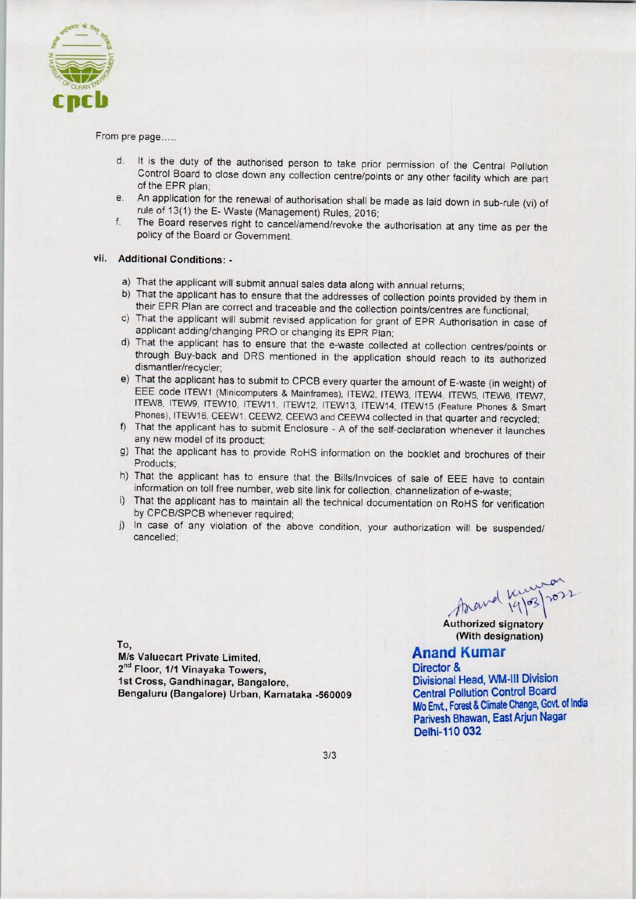From pre page.....

d. It is the duty of the authorised person to take prior permission of the Central Pollution Control Board to close down any collection centre/points or any other facility which are part of the EPR plan;
e. An application for the renewal of authorisation shall be made as laid down in sub-rule (vi) of rule of 13(1) the E- Waste (Management) Rules, 2016;
f. The Board reserves right to cancel/amend/revoke the authorisation at any time as per the policy of the Board or Government.

**vii. Additional Conditions: -**

a) That the applicant will submit annual sales data along with annual returns;
b) That the applicant has to ensure that the addresses of collection points provided by them in their EPR Plan are correct and traceable and the collection points/centres are functional;
c) That the applicant will submit revised application for grant of EPR Authorisation in case of applicant adding/changing PRO or changing its EPR Plan;
d) That the applicant has to ensure that the e-waste collected at collection centres/points or through Buy-back and DRS mentioned in the application should reach to its authorized dismantler/recycler;
e) That the applicant has to submit to CPCB every quarter the amount of E-waste (in weight) of EEE code ITEW1 (Minicomputers & Mainframes), ITEW2, ITEW3, ITEW4, ITEW5, ITEW6, ITEW7, ITEW8, ITEW9, ITEW10, ITEW11, ITEW12, ITEW13, ITEW14, ITEW15 (Feature Phones & Smart Phones), ITEW16, CEEW1, CEEW2, CEEW3 and CEEW4 collected in that quarter and recycled;
f) That the applicant has to submit Enclosure - A of the self-declaration whenever it launches any new model of its product;
g) That the applicant has to provide RoHS information on the booklet and brochures of their Products;
h) That the applicant has to ensure that the Bills/Invoices of sale of EEE have to contain information on toll free number, web site link for collection, channelization of e-waste;
i) That the applicant has to maintain all the technical documentation on RoHS for verification by CPCB/SPCB whenever required;
j) In case of any violation of the above condition, your authorization will be suspended/ cancelled;

Anand Kumar 14/03/2022

Authorized signatory
(With designation)

**Anand Kumar**
Director &
Divisional Head, WM-III Division
Central Pollution Control Board
M/o Envt., Forest & Climate Change, Govt. of India
Parivesh Bhawan, East Arjun Nagar
Delhi-110 032

To,
**M/s Valuecart Private Limited,**
**2nd Floor, 1/1 Vinayaka Towers,**
**1st Cross, Gandhinagar, Bangalore,**
**Bengaluru (Bangalore) Urban, Karnataka -560009**